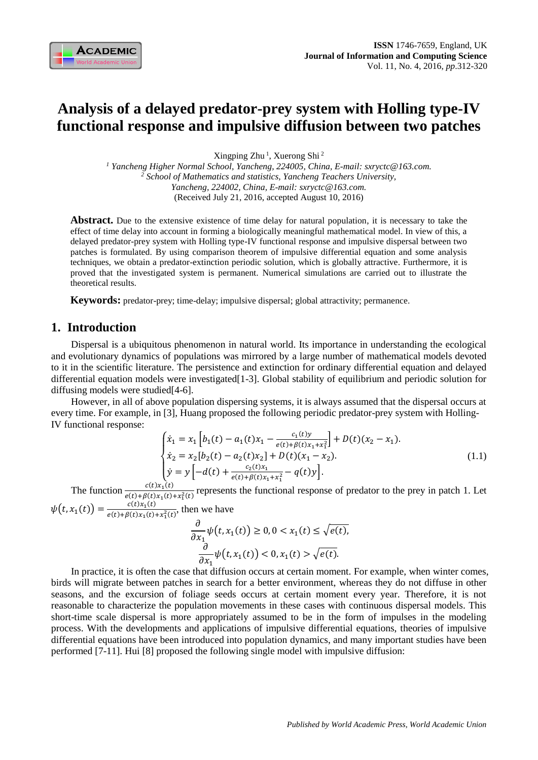# Analysis of a delayed predator-prey system with Holling type-IV functional response and impulsive diffusion between two patches

Xingping Zhu [1], Xuerong Shi [2]

[1] *Yancheng Higher Normal School, Yancheng, 224005, China, E-mail: sxryctc@163.com.*
[2] *School of Mathematics and statistics, Yancheng Teachers University, Yancheng, 224002, China, E-mail: sxryctc@163.com.*
(Received July 21, 2016, accepted August 10, 2016)

**Abstract.** Due to the extensive existence of time delay for natural population, it is necessary to take the effect of time delay into account in forming a biologically meaningful mathematical model. In view of this, a delayed predator-prey system with Holling type-IV functional response and impulsive dispersal between two patches is formulated. By using comparison theorem of impulsive differential equation and some analysis techniques, we obtain a predator-extinction periodic solution, which is globally attractive. Furthermore, it is proved that the investigated system is permanent. Numerical simulations are carried out to illustrate the theoretical results.

**Keywords:** predator-prey; time-delay; impulsive dispersal; global attractivity; permanence.

## 1. Introduction

Dispersal is a ubiquitous phenomenon in natural world. Its importance in understanding the ecological and evolutionary dynamics of populations was mirrored by a large number of mathematical models devoted to it in the scientific literature. The persistence and extinction for ordinary differential equation and delayed differential equation models were investigated[1-3]. Global stability of equilibrium and periodic solution for diffusing models were studied[4-6].

However, in all of above population dispersing systems, it is always assumed that the dispersal occurs at every time. For example, in [3], Huang proposed the following periodic predator-prey system with Holling-IV functional response:

$$
\begin{cases}
\dot{x}_1 = x_1\left[b_1(t) - a_1(t)x_1 - \frac{c_1(t)y}{e(t)+\beta(t)x_1+x_1^2}\right] + D(t)(x_2 - x_1). \\
\dot{x}_2 = x_2[b_2(t) - a_2(t)x_2] + D(t)(x_1 - x_2). \\
\dot{y} = y\left[-d(t) + \frac{c_2(t)x_1}{e(t)+\beta(t)x_1+x_1^2} - q(t)y\right].
\end{cases} \tag{1.1}
$$

The function $\frac{c(t)x_1(t)}{e(t)+\beta(t)x_1(t)+x_1^2(t)}$ represents the functional response of predator to the prey in patch 1. Let $\psi(t,x_1(t)) = \frac{c(t)x_1(t)}{e(t)+\beta(t)x_1(t)+x_1^2(t)}$, then we have

$$
\frac{\partial}{\partial x_1}\psi(t,x_1(t)) \geq 0, 0 < x_1(t) \leq \sqrt{e(t)},
$$

$$
\frac{\partial}{\partial x_1}\psi(t,x_1(t)) < 0, x_1(t) > \sqrt{e(t)}.
$$

In practice, it is often the case that diffusion occurs at certain moment. For example, when winter comes, birds will migrate between patches in search for a better environment, whereas they do not diffuse in other seasons, and the excursion of foliage seeds occurs at certain moment every year. Therefore, it is not reasonable to characterize the population movements in these cases with continuous dispersal models. This short-time scale dispersal is more appropriately assumed to be in the form of impulses in the modeling process. With the developments and applications of impulsive differential equations, theories of impulsive differential equations have been introduced into population dynamics, and many important studies have been performed [7-11]. Hui [8] proposed the following single model with impulsive diffusion: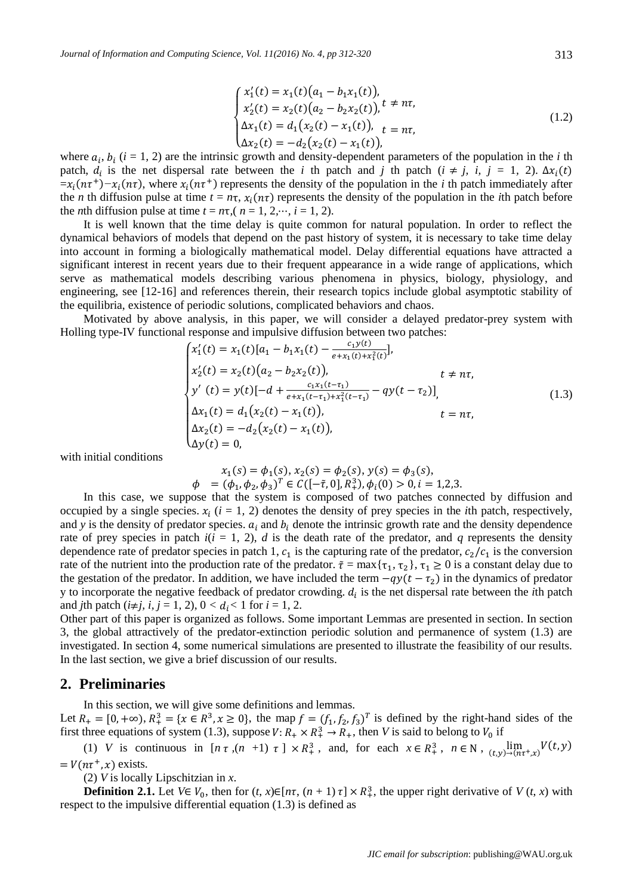$$
\begin{cases}
x_1'(t) = x_1(t)\big(a_1 - b_1 x_1(t)\big), \\
x_2'(t) = x_2(t)\big(a_2 - b_2 x_2(t)\big), \end{cases} t \neq n\tau,
\quad
\begin{cases}
\Delta x_1(t) = d_1\big(x_2(t) - x_1(t)\big), \\
\Delta x_2(t) = -d_2\big(x_2(t) - x_1(t)\big),
\end{cases} t = n\tau, \tag{1.2}
$$

where $a_i$, $b_i$ ($i$ = 1, 2) are the intrinsic growth and density-dependent parameters of the population in the $i$ th patch, $d_i$ is the net dispersal rate between the $i$ th patch and $j$ th patch ($i \neq j$, $i$, $j$ = 1, 2). $\Delta x_i(t) = x_i(n\tau^+) - x_i(n\tau)$, where $x_i(n\tau^+)$ represents the density of the population in the $i$ th patch immediately after the $n$ th diffusion pulse at time $t = n\tau$, $x_i(n\tau)$ represents the density of the population in the $i$th patch before the $n$th diffusion pulse at time $t = n\tau$,( $n$ = 1, 2,⋯, $i$ = 1, 2).

It is well known that the time delay is quite common for natural population. In order to reflect the dynamical behaviors of models that depend on the past history of system, it is necessary to take time delay into account in forming a biologically mathematical model. Delay differential equations have attracted a significant interest in recent years due to their frequent appearance in a wide range of applications, which serve as mathematical models describing various phenomena in physics, biology, physiology, and engineering, see [12-16] and references therein, their research topics include global asymptotic stability of the equilibria, existence of periodic solutions, complicated behaviors and chaos.

Motivated by above analysis, in this paper, we will consider a delayed predator-prey system with Holling type-IV functional response and impulsive diffusion between two patches:

$$
\begin{cases}
x_1'(t) = x_1(t)[a_1 - b_1 x_1(t) - \frac{c_1 y(t)}{e + x_1(t) + x_1^2(t)}], \\
x_2'(t) = x_2(t)\big(a_2 - b_2 x_2(t)\big), & t \neq n\tau, \\
y'(t) = y(t)[-d + \frac{c_1 x_1(t-\tau_1)}{e + x_1(t-\tau_1) + x_1^2(t-\tau_1)} - q y(t-\tau_2)], \\
\Delta x_1(t) = d_1\big(x_2(t) - x_1(t)\big), & t = n\tau, \\
\Delta x_2(t) = -d_2\big(x_2(t) - x_1(t)\big), \\
\Delta y(t) = 0,
\end{cases} \tag{1.3}
$$

with initial conditions

$$
x_1(s) = \phi_1(s),\ x_2(s) = \phi_2(s),\ y(s) = \phi_3(s),
$$
$$
\phi = (\phi_1, \phi_2, \phi_3)^T \in C([-\tilde{\tau}, 0], R_+^3),\ \phi_i(0) > 0, i = 1,2,3.
$$

In this case, we suppose that the system is composed of two patches connected by diffusion and occupied by a single species. $x_i$ ($i$ = 1, 2) denotes the density of prey species in the $i$th patch, respectively, and $y$ is the density of predator species. $a_i$ and $b_i$ denote the intrinsic growth rate and the density dependence rate of prey species in patch $i$($i$ = 1, 2), $d$ is the death rate of the predator, and $q$ represents the density dependence rate of predator species in patch 1, $c_1$ is the capturing rate of the predator, $c_2/c_1$ is the conversion rate of the nutrient into the production rate of the predator. $\tilde{\tau} = \max\{\tau_1, \tau_2\}$, $\tau_1 \geq 0$ is a constant delay due to the gestation of the predator. In addition, we have included the term $-qy(t - \tau_2)$ in the dynamics of predator y to incorporate the negative feedback of predator crowding. $d_i$ is the net dispersal rate between the $i$th patch and $j$th patch ($i \neq j$, $i$, $j$ = 1, 2), $0 < d_i < 1$ for $i$ = 1, 2.

Other part of this paper is organized as follows. Some important Lemmas are presented in section. In section 3, the global attractively of the predator-extinction periodic solution and permanence of system (1.3) are investigated. In section 4, some numerical simulations are presented to illustrate the feasibility of our results. In the last section, we give a brief discussion of our results.

## 2. Preliminaries

In this section, we will give some definitions and lemmas.

Let $R_+ = [0, +\infty)$, $R_+^3 = \{x \in R^3, x \geq 0\}$, the map $f = (f_1, f_2, f_3)^T$ is defined by the right-hand sides of the first three equations of system (1.3), suppose $V: R_+ \times R_+^3 \to R_+$, then $V$ is said to belong to $V_0$ if

(1) $V$ is continuous in $[n\tau, (n+1)\tau] \times R_+^3$, and, for each $x \in R_+^3$, $n \in \mathrm{N}$, $\lim_{(t,y)\to(n\tau^+,x)} V(t,y) = V(n\tau^+, x)$ exists.

(2) $V$ is locally Lipschitzian in $x$.

**Definition 2.1.** Let $V \in V_0$, then for $(t, x) \in [n\tau, (n+1)\tau] \times R_+^3$, the upper right derivative of $V(t, x)$ with respect to the impulsive differential equation (1.3) is defined as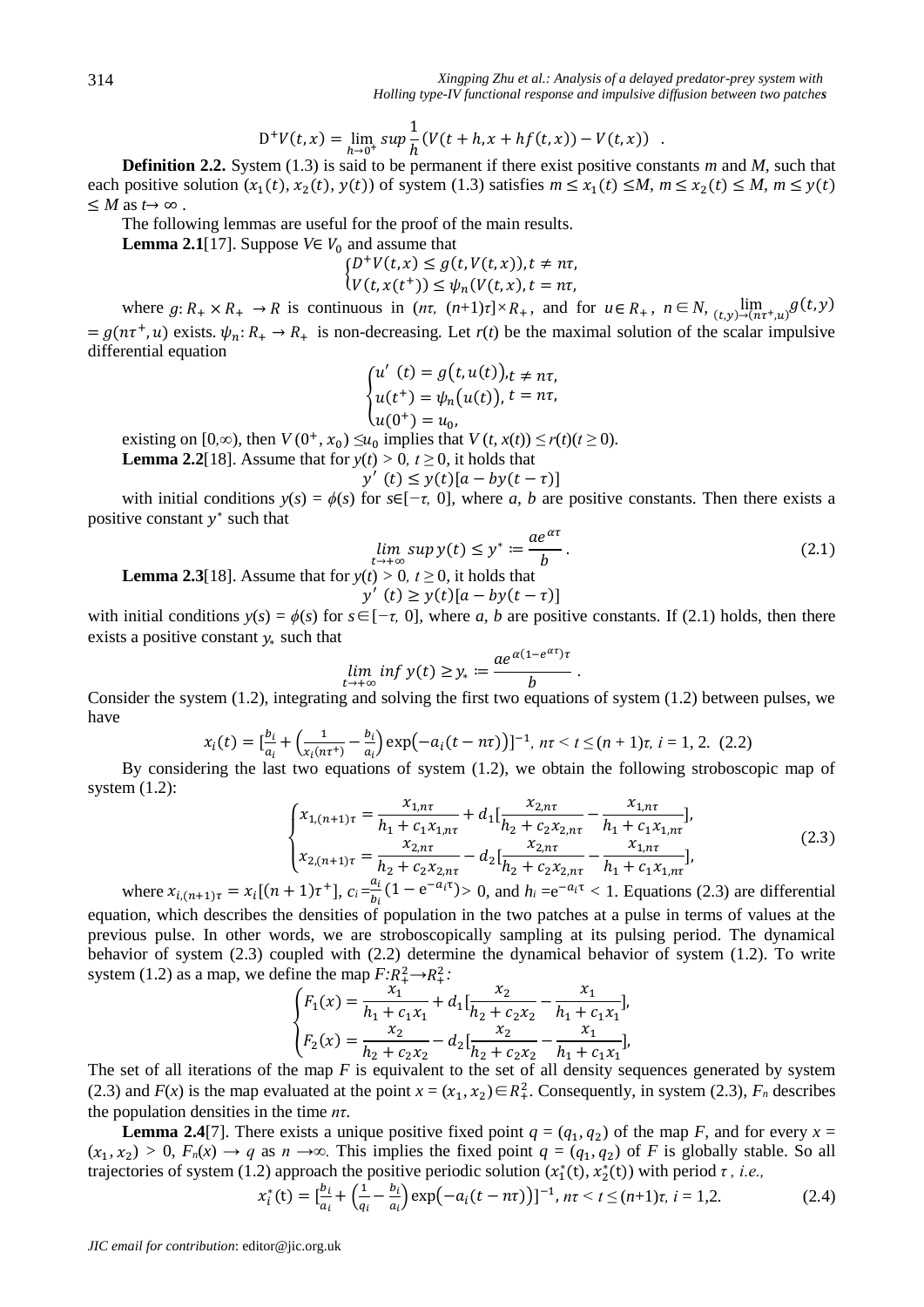$$\mathrm{D}^{+}V(t,x) = \lim_{h\to 0^{+}} sup\,\frac{1}{h}\left(V(t+h, x+hf(t,x)) - V(t,x)\right) \quad .$$

**Definition 2.2.** System (1.3) is said to be permanent if there exist positive constants *m* and *M*, such that each positive solution $(x_1(t), x_2(t), y(t))$ of system (1.3) satisfies $m \le x_1(t) \le M$, $m \le x_2(t) \le M$, $m \le y(t) \le M$ as $t \mapsto \infty$ .

The following lemmas are useful for the proof of the main results.

**Lemma 2.1**[17]. Suppose $V \in V_0$ and assume that

$$\begin{cases} D^{+}V(t,x) \le g(t, V(t,x)), t \ne n\tau, \\ V(t, x(t^{+})) \le \psi_n(V(t,x), t = n\tau, \end{cases}$$

where $g: R_+ \times R_+ \to R$ is continuous in $(n\tau,\ (n+1)\tau] \times R_+$, and for $u \in R_+$, $n \in N$, $\lim_{(t,y)\to(n\tau^{+},u)} g(t,y) = g(n\tau^{+}, u)$ exists. $\psi_n: R_+ \to R_+$ is non-decreasing. Let $r(t)$ be the maximal solution of the scalar impulsive differential equation

$$\begin{cases} u'(t) = g\left(t, u(t)\right), t \ne n\tau, \\ u(t^{+}) = \psi_n\left(u(t)\right), t = n\tau, \\ u(0^{+}) = u_0, \end{cases}$$

existing on $[0, \infty)$, then $V(0^{+}, x_0) \le u_0$ implies that $V(t, x(t)) \le r(t) (t \ge 0)$.

**Lemma 2.2**[18]. Assume that for $y(t) > 0$, $t \ge 0$, it holds that

$$y'(t) \le y(t)[a - by(t-\tau)]$$

with initial conditions $y(s) = \phi(s)$ for $s \in [-\tau, 0]$, where *a*, *b* are positive constants. Then there exists a positive constant $y^{*}$ such that

$$\lim_{t\to+\infty} sup\, y(t) \le y^{*} := \frac{ae^{\alpha\tau}}{b}. \tag{2.1}$$

**Lemma 2.3**[18]. Assume that for $y(t) > 0$, $t \ge 0$, it holds that

$$y'(t) \ge y(t)[a - by(t-\tau)]$$

with initial conditions $y(s) = \phi(s)$ for $s \in [-\tau, 0]$, where *a*, *b* are positive constants. If (2.1) holds, then there exists a positive constant $y_{*}$ such that

$$\lim_{t\to+\infty} inf\, y(t) \ge y_{*} := \frac{ae^{\alpha(1-e^{\alpha\tau})\tau}}{b}.$$

Consider the system (1.2), integrating and solving the first two equations of system (1.2) between pulses, we have

$$x_i(t) = \left[\frac{b_i}{a_i} + \left(\frac{1}{x_i(n\tau^{+})} - \frac{b_i}{a_i}\right)\exp\left(-a_i(t-n\tau)\right)\right]^{-1},\ n\tau < t \le (n+1)\tau,\ i = 1, 2. \tag{2.2}$$

By considering the last two equations of system (1.2), we obtain the following stroboscopic map of system (1.2):

$$\begin{cases} x_{1,(n+1)\tau} = \dfrac{x_{1,n\tau}}{h_1 + c_1 x_{1,n\tau}} + d_1\left[\dfrac{x_{2,n\tau}}{h_2 + c_2 x_{2,n\tau}} - \dfrac{x_{1,n\tau}}{h_1 + c_1 x_{1,n\tau}}\right], \\ x_{2,(n+1)\tau} = \dfrac{x_{2,n\tau}}{h_2 + c_2 x_{2,n\tau}} - d_2\left[\dfrac{x_{2,n\tau}}{h_2 + c_2 x_{2,n\tau}} - \dfrac{x_{1,n\tau}}{h_1 + c_1 x_{1,n\tau}}\right], \end{cases} \tag{2.3}$$

where $x_{i,(n+1)\tau} = x_i[(n+1)\tau^{+}]$, $c_i = \frac{a_i}{b_i}(1 - e^{-a_i\tau}) > 0$, and $h_i = e^{-a_i\tau} < 1$. Equations (2.3) are differential equation, which describes the densities of population in the two patches at a pulse in terms of values at the previous pulse. In other words, we are stroboscopically sampling at its pulsing period. The dynamical behavior of system (2.3) coupled with (2.2) determine the dynamical behavior of system (1.2). To write system (1.2) as a map, we define the map $F: R_+^2 \to R_+^2$:

$$\begin{cases} F_1(x) = \dfrac{x_1}{h_1 + c_1 x_1} + d_1\left[\dfrac{x_2}{h_2 + c_2 x_2} - \dfrac{x_1}{h_1 + c_1 x_1}\right], \\ F_2(x) = \dfrac{x_2}{h_2 + c_2 x_2} - d_2\left[\dfrac{x_2}{h_2 + c_2 x_2} - \dfrac{x_1}{h_1 + c_1 x_1}\right], \end{cases}$$

The set of all iterations of the map *F* is equivalent to the set of all density sequences generated by system (2.3) and $F(x)$ is the map evaluated at the point $x = (x_1, x_2) \in R_+^2$. Consequently, in system (2.3), $F_n$ describes the population densities in the time $n\tau$.

**Lemma 2.4**[7]. There exists a unique positive fixed point $q = (q_1, q_2)$ of the map *F*, and for every $x = (x_1, x_2) > 0$, $F_n(x) \to q$ as $n \to \infty$. This implies the fixed point $q = (q_1, q_2)$ of *F* is globally stable. So all trajectories of system (1.2) approach the positive periodic solution $(x_1^{*}(t), x_2^{*}(t))$ with period $\tau$, *i.e.,*

$$x_i^{*}(t) = \left[\frac{b_i}{a_i} + \left(\frac{1}{q_i} - \frac{b_i}{a_i}\right)\exp\left(-a_i(t-n\tau)\right)\right]^{-1},\ n\tau < t \le (n+1)\tau,\ i = 1,2. \tag{2.4}$$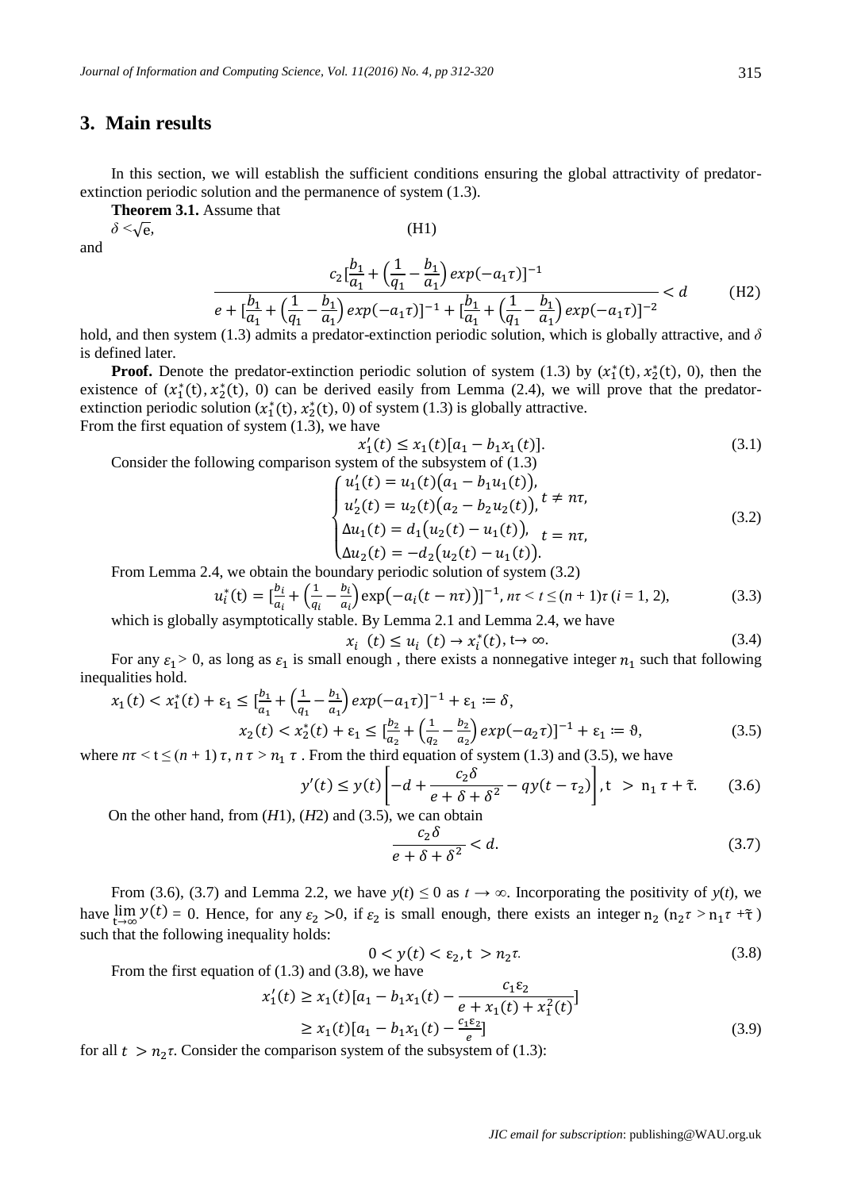## 3. Main results

In this section, we will establish the sufficient conditions ensuring the global attractivity of predator-extinction periodic solution and the permanence of system (1.3).

**Theorem 3.1.** Assume that

$$\delta < \sqrt{e}, \tag{H1}$$

and

$$\frac{c_2[\frac{b_1}{a_1}+\left(\frac{1}{q_1}-\frac{b_1}{a_1}\right)exp(-a_1\tau)]^{-1}}{e+[\frac{b_1}{a_1}+\left(\frac{1}{q_1}-\frac{b_1}{a_1}\right)exp(-a_1\tau)]^{-1}+[\frac{b_1}{a_1}+\left(\frac{1}{q_1}-\frac{b_1}{a_1}\right)exp(-a_1\tau)]^{-2}} < d \tag{H2}$$

hold, and then system (1.3) admits a predator-extinction periodic solution, which is globally attractive, and $\delta$ is defined later.

**Proof.** Denote the predator-extinction periodic solution of system (1.3) by $(x_1^*(t), x_2^*(t), 0)$, then the existence of $(x_1^*(t), x_2^*(t), 0)$ can be derived easily from Lemma (2.4), we will prove that the predator-extinction periodic solution $(x_1^*(t), x_2^*(t), 0)$ of system (1.3) is globally attractive.
From the first equation of system (1.3), we have

$$x_1'(t) \le x_1(t)[a_1 - b_1x_1(t)]. \tag{3.1}$$

Consider the following comparison system of the subsystem of (1.3)

$$\begin{cases} u_1'(t) = u_1(t)\left(a_1 - b_1u_1(t)\right), \\ u_2'(t) = u_2(t)\left(a_2 - b_2u_2(t)\right), \end{cases} t \ne n\tau, \\ \begin{cases} \Delta u_1(t) = d_1\left(u_2(t) - u_1(t)\right), \\ \Delta u_2(t) = -d_2\left(u_2(t) - u_1(t)\right). \end{cases} t = n\tau, \tag{3.2}$$

From Lemma 2.4, we obtain the boundary periodic solution of system (3.2)

$$u_i^*(t) = [\tfrac{b_i}{a_i}+\left(\tfrac{1}{q_i}-\tfrac{b_i}{a_i}\right)\exp\left(-a_i(t-n\tau)\right)]^{-1},\ n\tau < t \le (n+1)\tau\ (i = 1, 2), \tag{3.3}$$

which is globally asymptotically stable. By Lemma 2.1 and Lemma 2.4, we have

$$x_i(t) \le u_i(t) \to x_i^*(t),\ t \to \infty. \tag{3.4}$$

For any $\varepsilon_1 > 0$, as long as $\varepsilon_1$ is small enough , there exists a nonnegative integer $n_1$ such that following inequalities hold.

$$x_1(t) < x_1^*(t) + \varepsilon_1 \le [\tfrac{b_1}{a_1}+\left(\tfrac{1}{q_1}-\tfrac{b_1}{a_1}\right)exp(-a_1\tau)]^{-1} + \varepsilon_1 := \delta,$$
$$x_2(t) < x_2^*(t) + \varepsilon_1 \le [\tfrac{b_2}{a_2}+\left(\tfrac{1}{q_2}-\tfrac{b_2}{a_2}\right)exp(-a_2\tau)]^{-1} + \varepsilon_1 := \vartheta, \tag{3.5}$$

where $n\tau < t \le (n+1)\tau$, $n\tau > n_1\tau$ . From the third equation of system (1.3) and (3.5), we have

$$y'(t) \le y(t)\left[-d + \frac{c_2\delta}{e+\delta+\delta^2} - qy(t-\tau_2)\right],\ t > n_1\tau + \tilde{\tau}. \tag{3.6}$$

On the other hand, from (*H*1), (*H*2) and (3.5), we can obtain

$$\frac{c_2\delta}{e+\delta+\delta^2} < d. \tag{3.7}$$

From (3.6), (3.7) and Lemma 2.2, we have $y(t) \le 0$ as $t \to \infty$. Incorporating the positivity of $y(t)$, we have $\lim_{t\to\infty} y(t) = 0$. Hence, for any $\varepsilon_2 > 0$, if $\varepsilon_2$ is small enough, there exists an integer $n_2$ ($n_2\tau > n_1\tau + \tilde{\tau}$) such that the following inequality holds:

$$0 < y(t) < \varepsilon_2,\ t > n_2\tau. \tag{3.8}$$

From the first equation of (1.3) and (3.8), we have

$$x_1'(t) \ge x_1(t)[a_1 - b_1x_1(t) - \frac{c_1\varepsilon_2}{e+x_1(t)+x_1^2(t)}]$$
$$\ge x_1(t)[a_1 - b_1x_1(t) - \tfrac{c_1\varepsilon_2}{e}] \tag{3.9}$$

for all $t > n_2\tau$. Consider the comparison system of the subsystem of (1.3):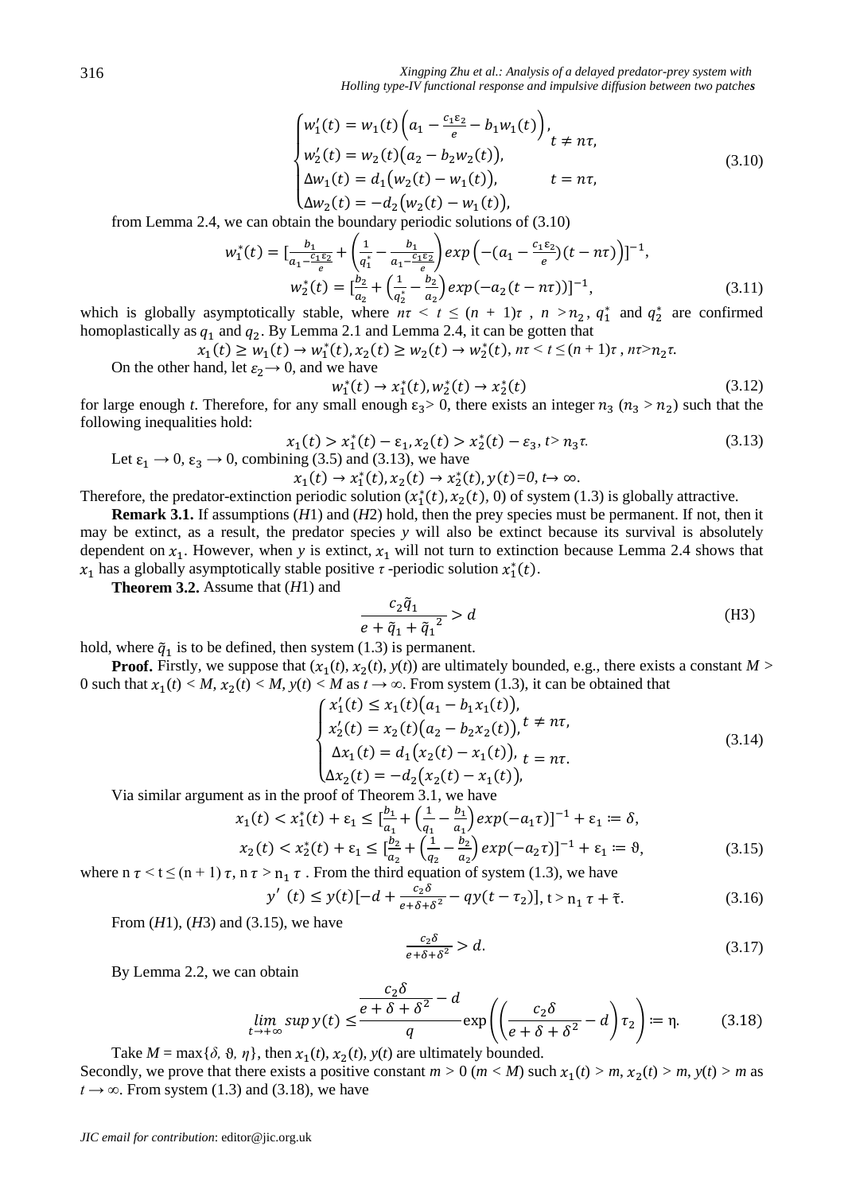$$\begin{cases} w_1'(t) = w_1(t)\left(a_1 - \frac{c_1\varepsilon_2}{e} - b_1 w_1(t)\right), & t \neq n\tau, \\ w_2'(t) = w_2(t)\left(a_2 - b_2 w_2(t)\right), & \\ \Delta w_1(t) = d_1\left(w_2(t) - w_1(t)\right), & t = n\tau, \\ \Delta w_2(t) = -d_2\left(w_2(t) - w_1(t)\right), & \end{cases} \tag{3.10}$$

from Lemma 2.4, we can obtain the boundary periodic solutions of (3.10)

$$w_1^*(t) = \left[\frac{b_1}{a_1 - \frac{c_1\varepsilon_2}{e}} + \left(\frac{1}{q_1^*} - \frac{b_1}{a_1 - \frac{c_1\varepsilon_2}{e}}\right)exp\left(-(a_1 - \frac{c_1\varepsilon_2}{e})(t - n\tau)\right)\right]^{-1},$$

$$w_2^*(t) = \left[\frac{b_2}{a_2} + \left(\frac{1}{q_2^*} - \frac{b_2}{a_2}\right)exp(-a_2(t - n\tau))\right]^{-1}, \tag{3.11}$$

which is globally asymptotically stable, where $n\tau < t \leq (n+1)\tau$ , $n > n_2$, $q_1^*$ and $q_2^*$ are confirmed homoplastically as $q_1$ and $q_2$. By Lemma 2.1 and Lemma 2.4, it can be gotten that

$$x_1(t) \geq w_1(t) \to w_1^*(t), x_2(t) \geq w_2(t) \to w_2^*(t),\ n\tau < t \leq (n+1)\tau,\ n\tau > n_2\tau.$$

On the other hand, let $\varepsilon_2 \to 0$, and we have

$$w_1^*(t) \to x_1^*(t), w_2^*(t) \to x_2^*(t) \tag{3.12}$$

for large enough *t*. Therefore, for any small enough $\varepsilon_3 > 0$, there exists an integer $n_3$ ($n_3 > n_2$) such that the following inequalities hold:

$$x_1(t) > x_1^*(t) - \varepsilon_1, x_2(t) > x_2^*(t) - \varepsilon_3,\ t > n_3\tau. \tag{3.13}$$

Let $\varepsilon_1 \to 0$, $\varepsilon_3 \to 0$, combining (3.5) and (3.13), we have

$$x_1(t) \to x_1^*(t), x_2(t) \to x_2^*(t), y(t) = 0,\ t \mapsto \infty.$$

Therefore, the predator-extinction periodic solution $(x_1^*(t), x_2^*(t), 0)$ of system (1.3) is globally attractive.

**Remark 3.1.** If assumptions (*H*1) and (*H*2) hold, then the prey species must be permanent. If not, then it may be extinct, as a result, the predator species *y* will also be extinct because its survival is absolutely dependent on $x_1$. However, when *y* is extinct, $x_1$ will not turn to extinction because Lemma 2.4 shows that $x_1$ has a globally asymptotically stable positive $\tau$-periodic solution $x_1^*(t)$.

**Theorem 3.2.** Assume that (*H*1) and

$$\frac{c_2\tilde{q}_1}{e + \tilde{q}_1 + \tilde{q}_1^{\,2}} > d \tag{H3}$$

hold, where $\tilde{q}_1$ is to be defined, then system (1.3) is permanent.

**Proof.** Firstly, we suppose that $(x_1(t), x_2(t), y(t))$ are ultimately bounded, e.g., there exists a constant $M > 0$ such that $x_1(t) < M$, $x_2(t) < M$, $y(t) < M$ as $t \to \infty$. From system (1.3), it can be obtained that

$$\begin{cases} x_1'(t) \leq x_1(t)\left(a_1 - b_1 x_1(t)\right), & t \neq n\tau, \\ x_2'(t) = x_2(t)\left(a_2 - b_2 x_2(t)\right), & \\ \Delta x_1(t) = d_1\left(x_2(t) - x_1(t)\right), & t = n\tau. \\ \Delta x_2(t) = -d_2\left(x_2(t) - x_1(t)\right), & \end{cases} \tag{3.14}$$

Via similar argument as in the proof of Theorem 3.1, we have

$$x_1(t) < x_1^*(t) + \varepsilon_1 \leq \left[\frac{b_1}{a_1} + \left(\frac{1}{q_1} - \frac{b_1}{a_1}\right)exp(-a_1\tau)\right]^{-1} + \varepsilon_1 := \delta,$$

$$x_2(t) < x_2^*(t) + \varepsilon_1 \leq \left[\frac{b_2}{a_2} + \left(\frac{1}{q_2} - \frac{b_2}{a_2}\right)exp(-a_2\tau)\right]^{-1} + \varepsilon_1 := \vartheta, \tag{3.15}$$

where $n\tau < t \leq (n+1)\tau$, $n\tau > n_1\tau$ . From the third equation of system (1.3), we have

$$y'(t) \leq y(t)\left[-d + \frac{c_2\delta}{e + \delta + \delta^2} - qy(t - \tau_2)\right],\ t > n_1\tau + \tilde{\tau}. \tag{3.16}$$

From (*H*1), (*H*3) and (3.15), we have

$$\frac{c_2\delta}{e + \delta + \delta^2} > d. \tag{3.17}$$

By Lemma 2.2, we can obtain

$$\lim_{t \to +\infty} \sup y(t) \leq \frac{\dfrac{c_2\delta}{e + \delta + \delta^2} - d}{q} \exp\left(\left(\frac{c_2\delta}{e + \delta + \delta^2} - d\right)\tau_2\right) := \eta. \tag{3.18}$$

Take $M = \max\{\delta, \vartheta, \eta\}$, then $x_1(t)$, $x_2(t)$, $y(t)$ are ultimately bounded.

Secondly, we prove that there exists a positive constant $m > 0$ ($m < M$) such $x_1(t) > m$, $x_2(t) > m$, $y(t) > m$ as $t \to \infty$. From system (1.3) and (3.18), we have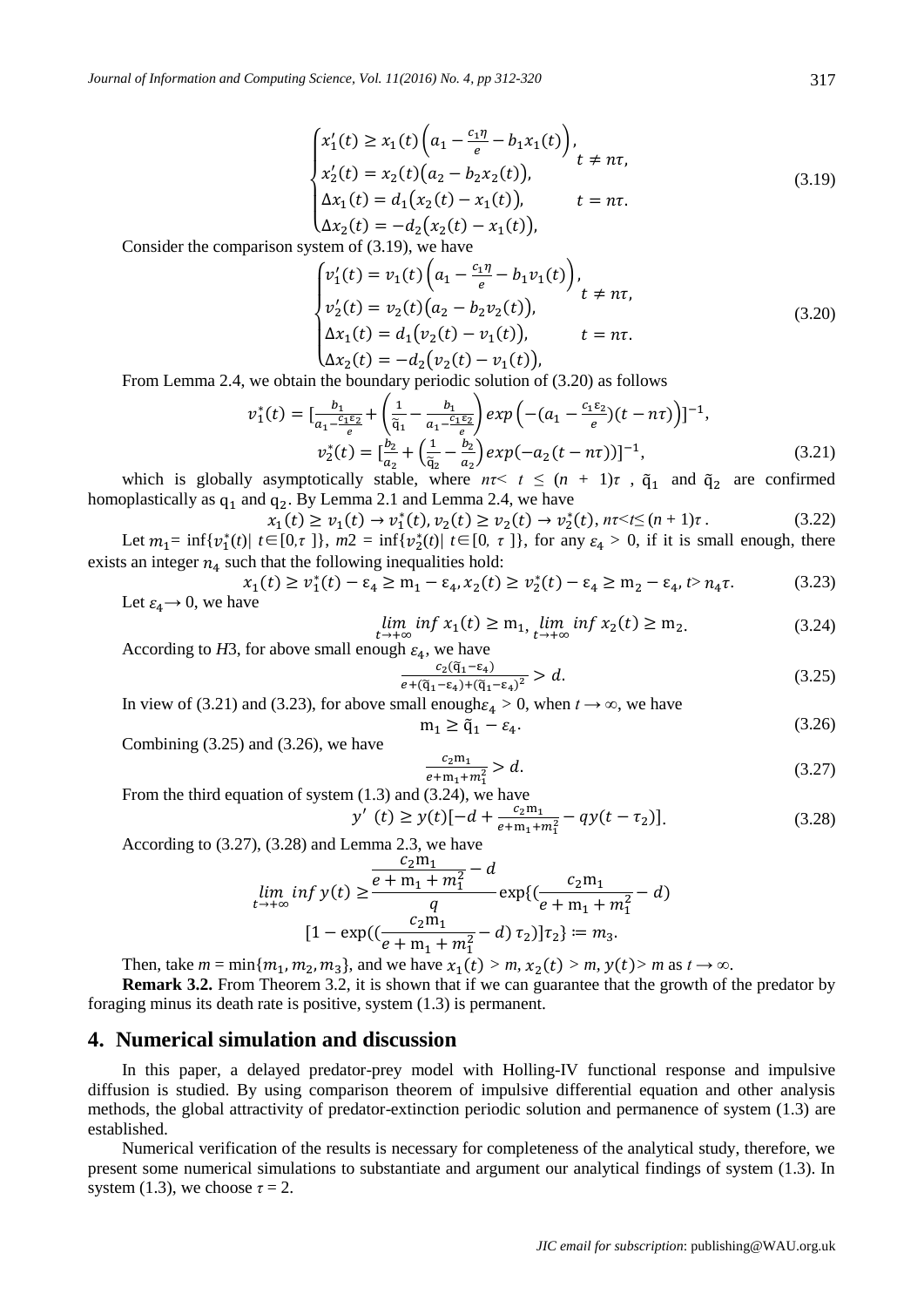$$\begin{cases} x_1'(t) \geq x_1(t)\left(a_1 - \frac{c_1\eta}{e} - b_1 x_1(t)\right), \\ x_2'(t) = x_2(t)\big(a_2 - b_2 x_2(t)\big), \end{cases} t \neq n\tau, \qquad \begin{cases} \Delta x_1(t) = d_1\big(x_2(t) - x_1(t)\big), \\ \Delta x_2(t) = -d_2\big(x_2(t) - x_1(t)\big), \end{cases} t = n\tau. \tag{3.19}$$

Consider the comparison system of (3.19), we have

$$\begin{cases} v_1'(t) = v_1(t)\left(a_1 - \frac{c_1\eta}{e} - b_1 v_1(t)\right), \\ v_2'(t) = v_2(t)\big(a_2 - b_2 v_2(t)\big), \end{cases} t \neq n\tau, \qquad \begin{cases} \Delta x_1(t) = d_1\big(v_2(t) - v_1(t)\big), \\ \Delta x_2(t) = -d_2\big(v_2(t) - v_1(t)\big), \end{cases} t = n\tau. \tag{3.20}$$

From Lemma 2.4, we obtain the boundary periodic solution of (3.20) as follows

$$v_1^*(t) = \left[\frac{b_1}{a_1 - \frac{c_1\varepsilon_2}{e}} + \left(\frac{1}{\tilde{q}_1} - \frac{b_1}{a_1 - \frac{c_1\varepsilon_2}{e}}\right) exp\left(-(a_1 - \frac{c_1\varepsilon_2}{e})(t - n\tau)\right)\right]^{-1},$$

$$v_2^*(t) = \left[\frac{b_2}{a_2} + \left(\frac{1}{\tilde{q}_2} - \frac{b_2}{a_2}\right) exp(-a_2(t - n\tau))\right]^{-1}, \tag{3.21}$$

which is globally asymptotically stable, where $n\tau < t \leq (n+1)\tau$ , $\tilde{q}_1$ and $\tilde{q}_2$ are confirmed homoplastically as $q_1$ and $q_2$. By Lemma 2.1 and Lemma 2.4, we have

$$x_1(t) \geq v_1(t) \to v_1^*(t),\ v_2(t) \geq v_2(t) \to v_2^*(t),\ n\tau < t \leq (n+1)\tau\,. \tag{3.22}$$

Let $m_1 = \inf\{v_1^*(t) |\ t \in [0, \tau\,]\}$, $m2 = \inf\{v_2^*(t) |\ t \in [0,\ \tau\,]\}$, for any $\varepsilon_4 > 0$, if it is small enough, there exists an integer $n_4$ such that the following inequalities hold:

$$x_1(t) \geq v_1^*(t) - \varepsilon_4 \geq m_1 - \varepsilon_4,\ x_2(t) \geq v_2^*(t) - \varepsilon_4 \geq m_2 - \varepsilon_4,\ t > n_4\tau. \tag{3.23}$$

Let $\varepsilon_4 \to 0$, we have

$$\lim_{t\to+\infty} inf\, x_1(t) \geq m_1,\ \lim_{t\to+\infty} inf\, x_2(t) \geq m_2. \tag{3.24}$$

According to *H*3, for above small enough $\varepsilon_4$, we have

$$\frac{c_2(\tilde{q}_1 - \varepsilon_4)}{e + (\tilde{q}_1 - \varepsilon_4) + (\tilde{q}_1 - \varepsilon_4)^2} > d. \tag{3.25}$$

In view of (3.21) and (3.23), for above small enough $\varepsilon_4 > 0$, when $t \to \infty$, we have

$$m_1 \geq \tilde{q}_1 - \varepsilon_4. \tag{3.26}$$

Combining (3.25) and (3.26), we have

$$\frac{c_2 m_1}{e + m_1 + m_1^2} > d. \tag{3.27}$$

From the third equation of system (1.3) and (3.24), we have

$$y'(t) \geq y(t)\left[-d + \frac{c_2 m_1}{e + m_1 + m_1^2} - qy(t - \tau_2)\right]. \tag{3.28}$$

According to (3.27), (3.28) and Lemma 2.3, we have

$$\lim_{t\to+\infty} inf\, y(t) \geq \frac{\frac{c_2 m_1}{e + m_1 + m_1^2} - d}{q} \exp\{(\frac{c_2 m_1}{e + m_1 + m_1^2} - d)$$
$$[1 - \exp((\frac{c_2 m_1}{e + m_1 + m_1^2} - d)\,\tau_2)]\tau_2\} := m_3.$$

Then, take $m = \min\{m_1, m_2, m_3\}$, and we have $x_1(t) > m$, $x_2(t) > m$, $y(t) > m$ as $t \to \infty$.

**Remark 3.2.** From Theorem 3.2, it is shown that if we can guarantee that the growth of the predator by foraging minus its death rate is positive, system (1.3) is permanent.

## 4. Numerical simulation and discussion

In this paper, a delayed predator-prey model with Holling-IV functional response and impulsive diffusion is studied. By using comparison theorem of impulsive differential equation and other analysis methods, the global attractivity of predator-extinction periodic solution and permanence of system (1.3) are established.

Numerical verification of the results is necessary for completeness of the analytical study, therefore, we present some numerical simulations to substantiate and argument our analytical findings of system (1.3). In system (1.3), we choose $\tau = 2$.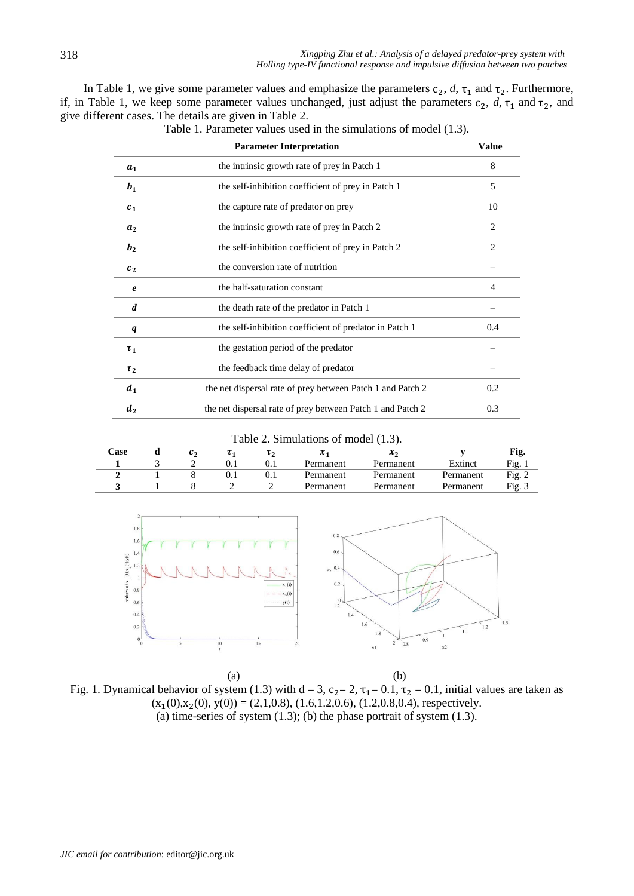In Table 1, we give some parameter values and emphasize the parameters $c_2$, $d$, $\tau_1$ and $\tau_2$. Furthermore, if, in Table 1, we keep some parameter values unchanged, just adjust the parameters $c_2$, $d$, $\tau_1$ and $\tau_2$, and give different cases. The details are given in Table 2.

Table 1. Parameter values used in the simulations of model (1.3).

| | Parameter Interpretation | Value |
|---|---|---|
| $a_1$ | the intrinsic growth rate of prey in Patch 1 | 8 |
| $b_1$ | the self-inhibition coefficient of prey in Patch 1 | 5 |
| $c_1$ | the capture rate of predator on prey | 10 |
| $a_2$ | the intrinsic growth rate of prey in Patch 2 | 2 |
| $b_2$ | the self-inhibition coefficient of prey in Patch 2 | 2 |
| $c_2$ | the conversion rate of nutrition | – |
| $e$ | the half-saturation constant | 4 |
| $d$ | the death rate of the predator in Patch 1 | – |
| $q$ | the self-inhibition coefficient of predator in Patch 1 | 0.4 |
| $\tau_1$ | the gestation period of the predator | – |
| $\tau_2$ | the feedback time delay of predator | – |
| $d_1$ | the net dispersal rate of prey between Patch 1 and Patch 2 | 0.2 |
| $d_2$ | the net dispersal rate of prey between Patch 1 and Patch 2 | 0.3 |

Table 2. Simulations of model (1.3).

| Case | d | $c_2$ | $\tau_1$ | $\tau_2$ | $x_1$ | $x_2$ | y | Fig. |
|---|---|---|---|---|---|---|---|---|
| 1 | 3 | 2 | 0.1 | 0.1 | Permanent | Permanent | Extinct | Fig. 1 |
| 2 | 1 | 8 | 0.1 | 0.1 | Permanent | Permanent | Permanent | Fig. 2 |
| 3 | 1 | 8 | 2 | 2 | Permanent | Permanent | Permanent | Fig. 3 |

(a) (b)

Fig. 1. Dynamical behavior of system (1.3) with $d = 3$, $c_2 = 2$, $\tau_1 = 0.1$, $\tau_2 = 0.1$, initial values are taken as $(x_1(0), x_2(0), y(0)) = (2,1,0.8), (1.6,1.2,0.6), (1.2,0.8,0.4)$, respectively.
(a) time-series of system (1.3); (b) the phase portrait of system (1.3).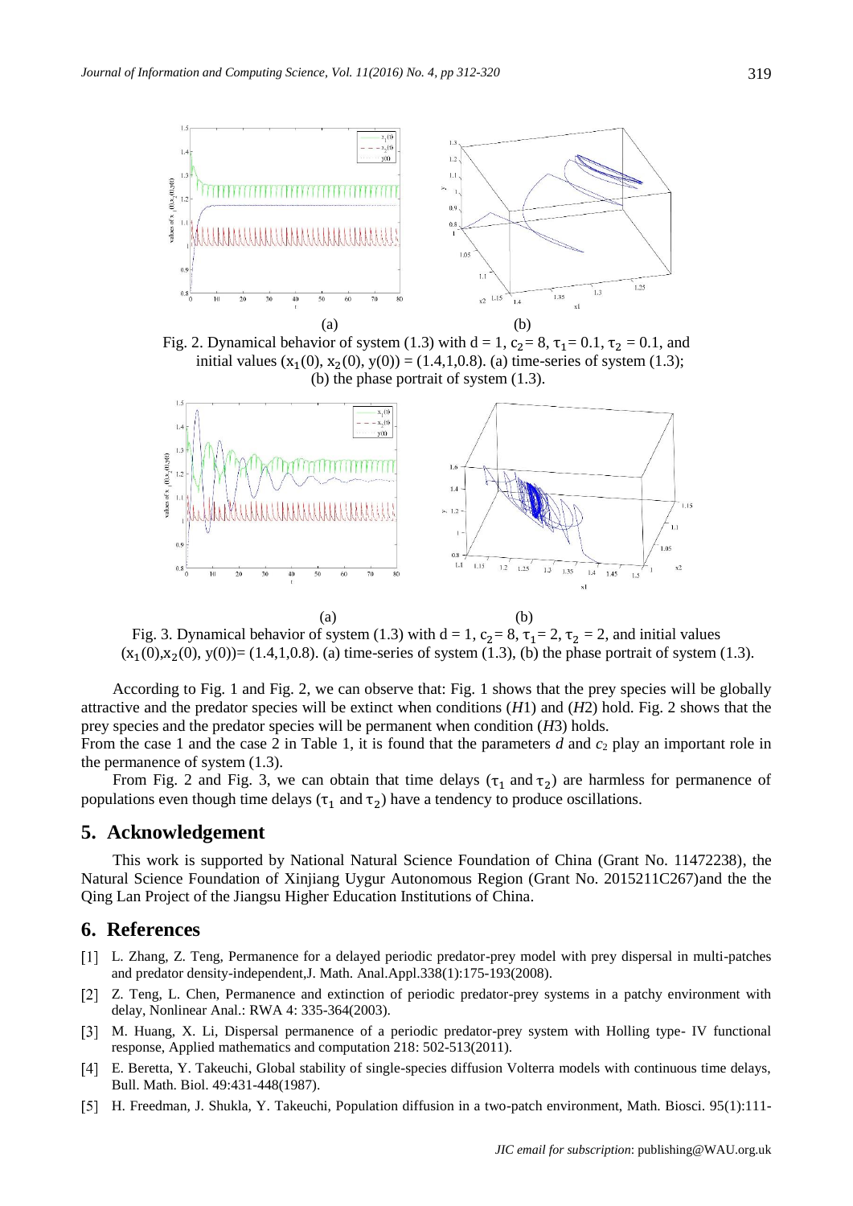(a) (b)

Fig. 2. Dynamical behavior of system (1.3) with $d = 1$, $c_2 = 8$, $\tau_1 = 0.1$, $\tau_2 = 0.1$, and initial values $(x_1(0), x_2(0), y(0)) = (1.4,1,0.8)$. (a) time-series of system (1.3); (b) the phase portrait of system (1.3).

(a) (b)

Fig. 3. Dynamical behavior of system (1.3) with $d = 1$, $c_2 = 8$, $\tau_1 = 2$, $\tau_2 = 2$, and initial values $(x_1(0), x_2(0), y(0)) = (1.4,1,0.8)$. (a) time-series of system (1.3), (b) the phase portrait of system (1.3).

According to Fig. 1 and Fig. 2, we can observe that: Fig. 1 shows that the prey species will be globally attractive and the predator species will be extinct when conditions (*H*1) and (*H*2) hold. Fig. 2 shows that the prey species and the predator species will be permanent when condition (*H*3) holds.

From the case 1 and the case 2 in Table 1, it is found that the parameters $d$ and $c_2$ play an important role in the permanence of system (1.3).

From Fig. 2 and Fig. 3, we can obtain that time delays ($\tau_1$ and $\tau_2$) are harmless for permanence of populations even though time delays ($\tau_1$ and $\tau_2$) have a tendency to produce oscillations.

## 5. Acknowledgement

This work is supported by National Natural Science Foundation of China (Grant No. 11472238), the Natural Science Foundation of Xinjiang Uygur Autonomous Region (Grant No. 2015211C267)and the the Qing Lan Project of the Jiangsu Higher Education Institutions of China.

## 6. References

[1] L. Zhang, Z. Teng, Permanence for a delayed periodic predator-prey model with prey dispersal in multi-patches and predator density-independent,J. Math. Anal.Appl.338(1):175-193(2008).

[2] Z. Teng, L. Chen, Permanence and extinction of periodic predator-prey systems in a patchy environment with delay, Nonlinear Anal.: RWA 4: 335-364(2003).

[3] M. Huang, X. Li, Dispersal permanence of a periodic predator-prey system with Holling type- IV functional response, Applied mathematics and computation 218: 502-513(2011).

[4] E. Beretta, Y. Takeuchi, Global stability of single-species diffusion Volterra models with continuous time delays, Bull. Math. Biol. 49:431-448(1987).

[5] H. Freedman, J. Shukla, Y. Takeuchi, Population diffusion in a two-patch environment, Math. Biosci. 95(1):111-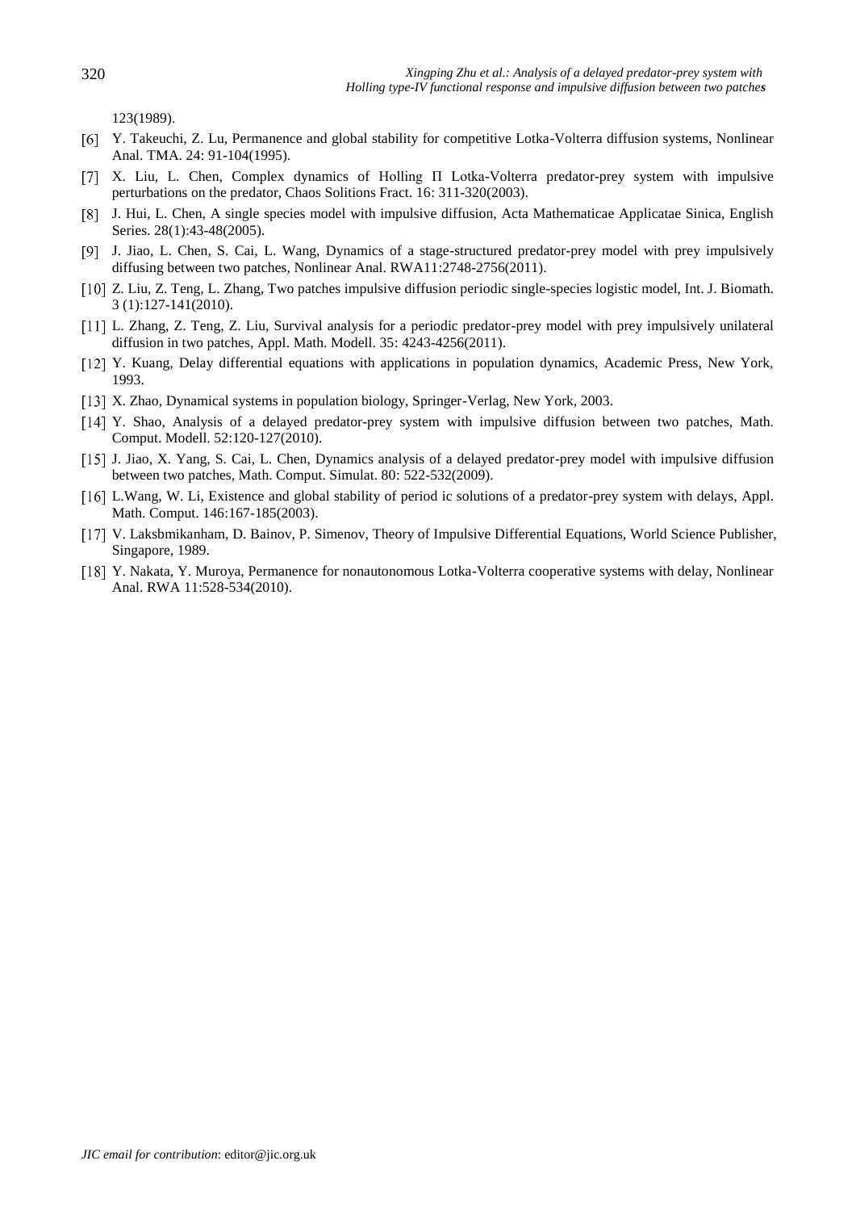123(1989).

[6] Y. Takeuchi, Z. Lu, Permanence and global stability for competitive Lotka-Volterra diffusion systems, Nonlinear Anal. TMA. 24: 91-104(1995).

[7] X. Liu, L. Chen, Complex dynamics of Holling Π Lotka-Volterra predator-prey system with impulsive perturbations on the predator, Chaos Solitions Fract. 16: 311-320(2003).

[8] J. Hui, L. Chen, A single species model with impulsive diffusion, Acta Mathematicae Applicatae Sinica, English Series. 28(1):43-48(2005).

[9] J. Jiao, L. Chen, S. Cai, L. Wang, Dynamics of a stage-structured predator-prey model with prey impulsively diffusing between two patches, Nonlinear Anal. RWA11:2748-2756(2011).

[10] Z. Liu, Z. Teng, L. Zhang, Two patches impulsive diffusion periodic single-species logistic model, Int. J. Biomath. 3 (1):127-141(2010).

[11] L. Zhang, Z. Teng, Z. Liu, Survival analysis for a periodic predator-prey model with prey impulsively unilateral diffusion in two patches, Appl. Math. Modell. 35: 4243-4256(2011).

[12] Y. Kuang, Delay differential equations with applications in population dynamics, Academic Press, New York, 1993.

[13] X. Zhao, Dynamical systems in population biology, Springer-Verlag, New York, 2003.

[14] Y. Shao, Analysis of a delayed predator-prey system with impulsive diffusion between two patches, Math. Comput. Modell. 52:120-127(2010).

[15] J. Jiao, X. Yang, S. Cai, L. Chen, Dynamics analysis of a delayed predator-prey model with impulsive diffusion between two patches, Math. Comput. Simulat. 80: 522-532(2009).

[16] L.Wang, W. Li, Existence and global stability of period ic solutions of a predator-prey system with delays, Appl. Math. Comput. 146:167-185(2003).

[17] V. Laksbmikanham, D. Bainov, P. Simenov, Theory of Impulsive Differential Equations, World Science Publisher, Singapore, 1989.

[18] Y. Nakata, Y. Muroya, Permanence for nonautonomous Lotka-Volterra cooperative systems with delay, Nonlinear Anal. RWA 11:528-534(2010).